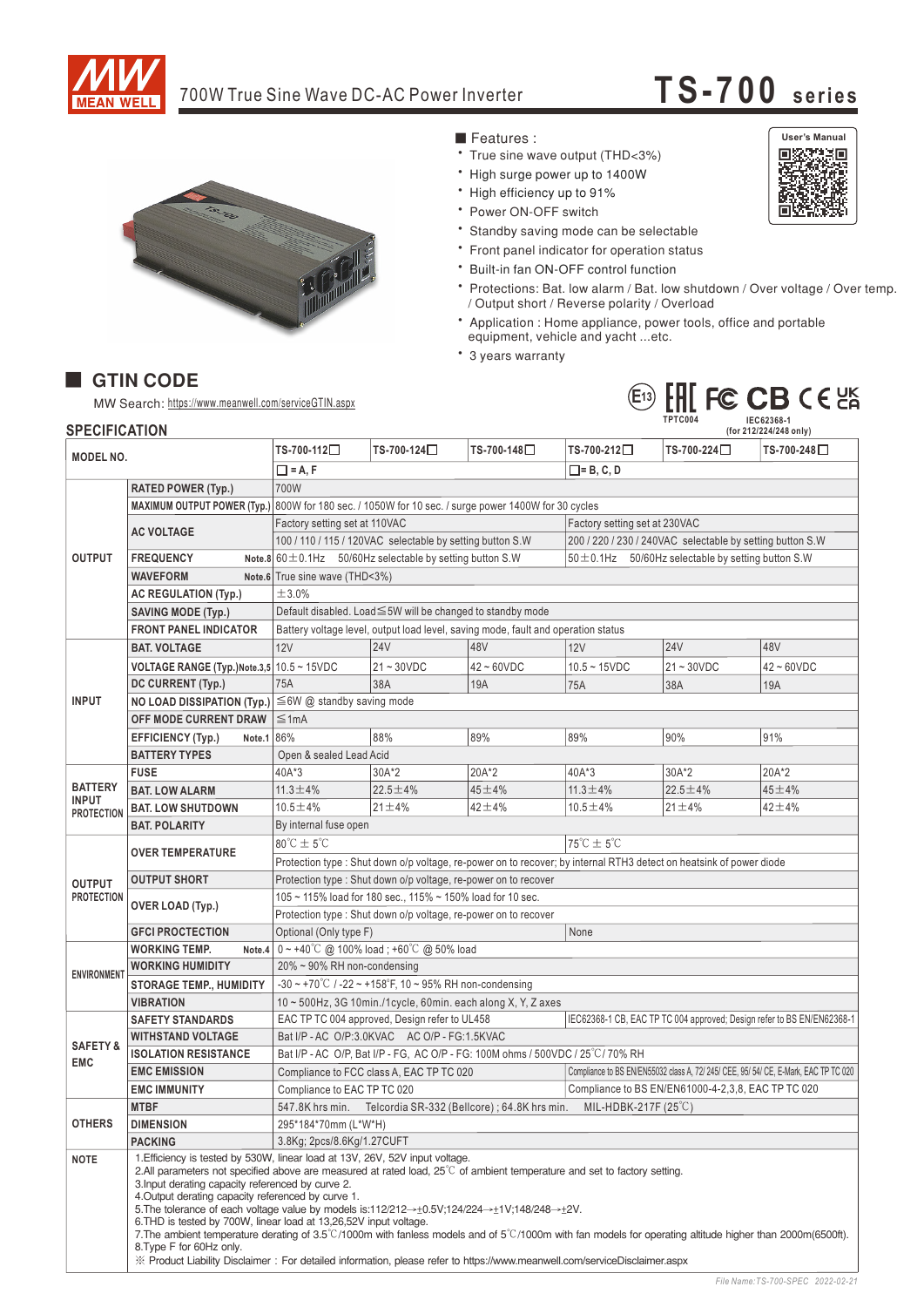# 700W True Sine Wave DC-AC Power Inverter — TS-700 series

## Features :

- True sine wave output (THD<3%)
- High surge power up to 1400W
- High efficiency up to 91%
- Power ON-OFF switch
- Standby saving mode can be selectable
- Front panel indicator for operation status
- Built-in fan ON-OFF control function
- Protections: Bat. low alarm / Bat. low shutdown / Over voltage / Over temp. / Output short / Reverse polarity / Overload
- Application : Home appliance, power tools, office and portable equipment, vehicle and yacht ...etc.
- 3 years warranty

User's Manual

## GTIN CODE

MW Search: https://www.meanwell.com/serviceGTIN.aspx

TPTC004 IEC62368-1 (for 212/224/248 only)

## SPECIFICATION

| MODEL NO. | | TS-700-112☐ | TS-700-124☐ | TS-700-148☐ | TS-700-212☐ | TS-700-224☐ | TS-700-248☐ |
|---|---|---|---|---|---|---|---|
| | | ☐ = A, F | | | ☐= B, C, D | | |
| OUTPUT | RATED POWER (Typ.) | 700W | | | | | |
| | MAXIMUM OUTPUT POWER (Typ.) | 800W for 180 sec. / 1050W for 10 sec. / surge power 1400W for 30 cycles | | | | | |
| | AC VOLTAGE | Factory setting set at 110VAC | | | Factory setting set at 230VAC | | |
| | | 100 / 110 / 115 / 120VAC selectable by setting button S.W | | | 200 / 220 / 230 / 240VAC selectable by setting button S.W | | |
| | FREQUENCY Note.8 | 60±0.1Hz 50/60Hz selectable by setting button S.W | | | 50±0.1Hz 50/60Hz selectable by setting button S.W | | |
| | WAVEFORM Note.6 | True sine wave (THD<3%) | | | | | |
| | AC REGULATION (Typ.) | ±3.0% | | | | | |
| | SAVING MODE (Typ.) | Default disabled. Load≦5W will be changed to standby mode | | | | | |
| | FRONT PANEL INDICATOR | Battery voltage level, output load level, saving mode, fault and operation status | | | | | |
| INPUT | BAT. VOLTAGE | 12V | 24V | 48V | 12V | 24V | 48V |
| | VOLTAGE RANGE (Typ.)Note.3,5 | 10.5 ~ 15VDC | 21 ~ 30VDC | 42 ~ 60VDC | 10.5 ~ 15VDC | 21 ~ 30VDC | 42 ~ 60VDC |
| | DC CURRENT (Typ.) | 75A | 38A | 19A | 75A | 38A | 19A |
| | NO LOAD DISSIPATION (Typ.) | ≦6W @ standby saving mode | | | | | |
| | OFF MODE CURRENT DRAW | ≦1mA | | | | | |
| | EFFICIENCY (Typ.) Note.1 | 86% | 88% | 89% | 89% | 90% | 91% |
| | BATTERY TYPES | Open & sealed Lead Acid | | | | | |
| BATTERY INPUT PROTECTION | FUSE | 40A*3 | 30A*2 | 20A*2 | 40A*3 | 30A*2 | 20A*2 |
| | BAT. LOW ALARM | 11.3±4% | 22.5±4% | 45±4% | 11.3±4% | 22.5±4% | 45±4% |
| | BAT. LOW SHUTDOWN | 10.5±4% | 21±4% | 42±4% | 10.5±4% | 21±4% | 42±4% |
| | BAT. POLARITY | By internal fuse open | | | | | |
| OUTPUT PROTECTION | OVER TEMPERATURE | 80℃ ± 5℃ | | | 75℃ ± 5℃ | | |
| | | Protection type : Shut down o/p voltage, re-power on to recover; by internal RTH3 detect on heatsink of power diode | | | | | |
| | OUTPUT SHORT | Protection type : Shut down o/p voltage, re-power on to recover | | | | | |
| | OVER LOAD (Typ.) | 105 ~ 115% load for 180 sec., 115% ~ 150% load for 10 sec. | | | | | |
| | | Protection type : Shut down o/p voltage, re-power on to recover | | | | | |
| | GFCI PROCTECTION | Optional (Only type F) | | | None | | |
| ENVIRONMENT | WORKING TEMP. Note.4 | 0 ~ +40℃ @ 100% load ; +60℃ @ 50% load | | | | | |
| | WORKING HUMIDITY | 20% ~ 90% RH non-condensing | | | | | |
| | STORAGE TEMP., HUMIDITY | -30 ~ +70℃ / -22 ~ +158℉, 10 ~ 95% RH non-condensing | | | | | |
| | VIBRATION | 10 ~ 500Hz, 3G 10min./1cycle, 60min. each along X, Y, Z axes | | | | | |
| SAFETY & EMC | SAFETY STANDARDS | EAC TP TC 004 approved, Design refer to UL458 | | | IEC62368-1 CB, EAC TP TC 004 approved; Design refer to BS EN/EN62368-1 | | |
| | WITHSTAND VOLTAGE | Bat I/P - AC O/P:3.0KVAC AC O/P - FG:1.5KVAC | | | | | |
| | ISOLATION RESISTANCE | Bat I/P - AC O/P, Bat I/P - FG, AC O/P - FG: 100M ohms / 500VDC / 25℃/ 70% RH | | | | | |
| | EMC EMISSION | Compliance to FCC class A, EAC TP TC 020 | | | Compliance to BS EN/EN55032 class A, 72/ 245/ CEE, 95/ 54/ CE, E-Mark, EAC TP TC 020 | | |
| | EMC IMMUNITY | Compliance to EAC TP TC 020 | | | Compliance to BS EN/EN61000-4-2,3,8, EAC TP TC 020 | | |
| OTHERS | MTBF | 547.8K hrs min. Telcordia SR-332 (Bellcore) ; 64.8K hrs min. MIL-HDBK-217F (25℃) | | | | | |
| | DIMENSION | 295*184*70mm (L*W*H) | | | | | |
| | PACKING | 3.8Kg; 2pcs/8.6Kg/1.27CUFT | | | | | |

**NOTE**

1. Efficiency is tested by 530W, linear load at 13V, 26V, 52V input voltage.
2. All parameters not specified above are measured at rated load, 25℃ of ambient temperature and set to factory setting.
3. Input derating capacity referenced by curve 2.
4. Output derating capacity referenced by curve 1.
5. The tolerance of each voltage value by models is:112/212→±0.5V;124/224→±1V;148/248→±2V.
6. THD is tested by 700W, linear load at 13,26,52V input voltage.
7. The ambient temperature derating of 3.5℃/1000m with fanless models and of 5℃/1000m with fan models for operating altitude higher than 2000m(6500ft).
8. Type F for 60Hz only.

※ Product Liability Disclaimer：For detailed information, please refer to https://www.meanwell.com/serviceDisclaimer.aspx

File Name:TS-700-SPEC 2022-02-21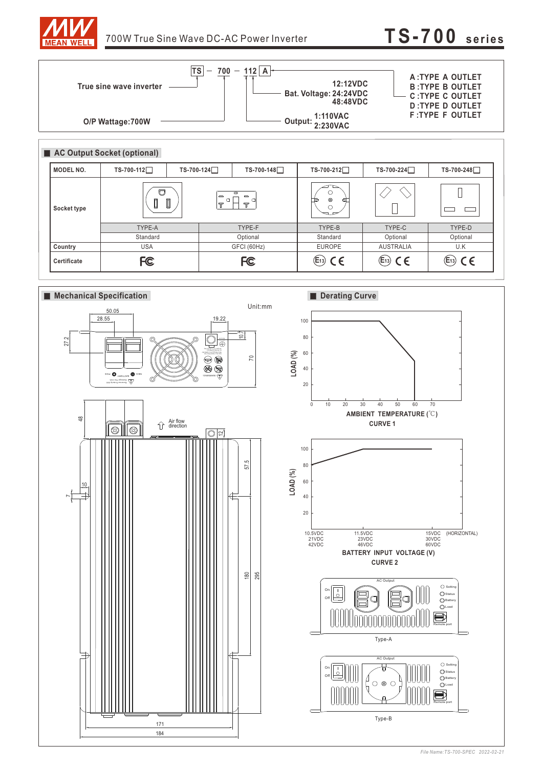# TS-700 series

700W True Sine Wave DC-AC Power Inverter

TS – 700 – 112 A

- True sine wave inverter
- O/P Wattage:700W
- Bat. Voltage: 12:12VDC, 24:24VDC, 48:48VDC
- Output: 1:110VAC, 2:230VAC
- A :TYPE A OUTLET
- B :TYPE B OUTLET
- C :TYPE C OUTLET
- D :TYPE D OUTLET
- F :TYPE F OUTLET

## AC Output Socket (optional)

| MODEL NO. | TS-700-112☐ | TS-700-124☐ | TS-700-148☐ | TS-700-212☐ | TS-700-224☐ | TS-700-248☐ |
|---|---|---|---|---|---|---|
| Socket type | TYPE-A | TYPE-F | | TYPE-B | TYPE-C | TYPE-D |
| | Standard | Optional | | Standard | Optional | Optional |
| Country | USA | GFCI (60Hz) | | EUROPE | AUSTRALIA | U.K |
| Certificate | FC | FC | | E13 CE | E13 CE | E13 CE |

## Mechanical Specification

Unit:mm

50.05
28.55
19.22
27.2
10.7
70
48
Air flow direction
12
57.5
10
7
180
295
171
184

## Derating Curve

LOAD (%)
100
80
60
40
20
0 10 20 30 40 50 60 70
AMBIENT TEMPERATURE (℃)
CURVE 1

LOAD (%)
100
80
60
40
20
10.5VDC 21VDC 42VDC
11.5VDC 23VDC 46VDC
15VDC 30VDC 60VDC (HORIZONTAL)
BATTERY INPUT VOLTAGE (V)
CURVE 2

AC Output
On
Off
Setting
Status
Battery
Load
Remote port
Type-A

AC Output
On
Off
Setting
Status
Battery
Load
Remote port
Type-B

File Name:TS-700-SPEC 2022-02-21